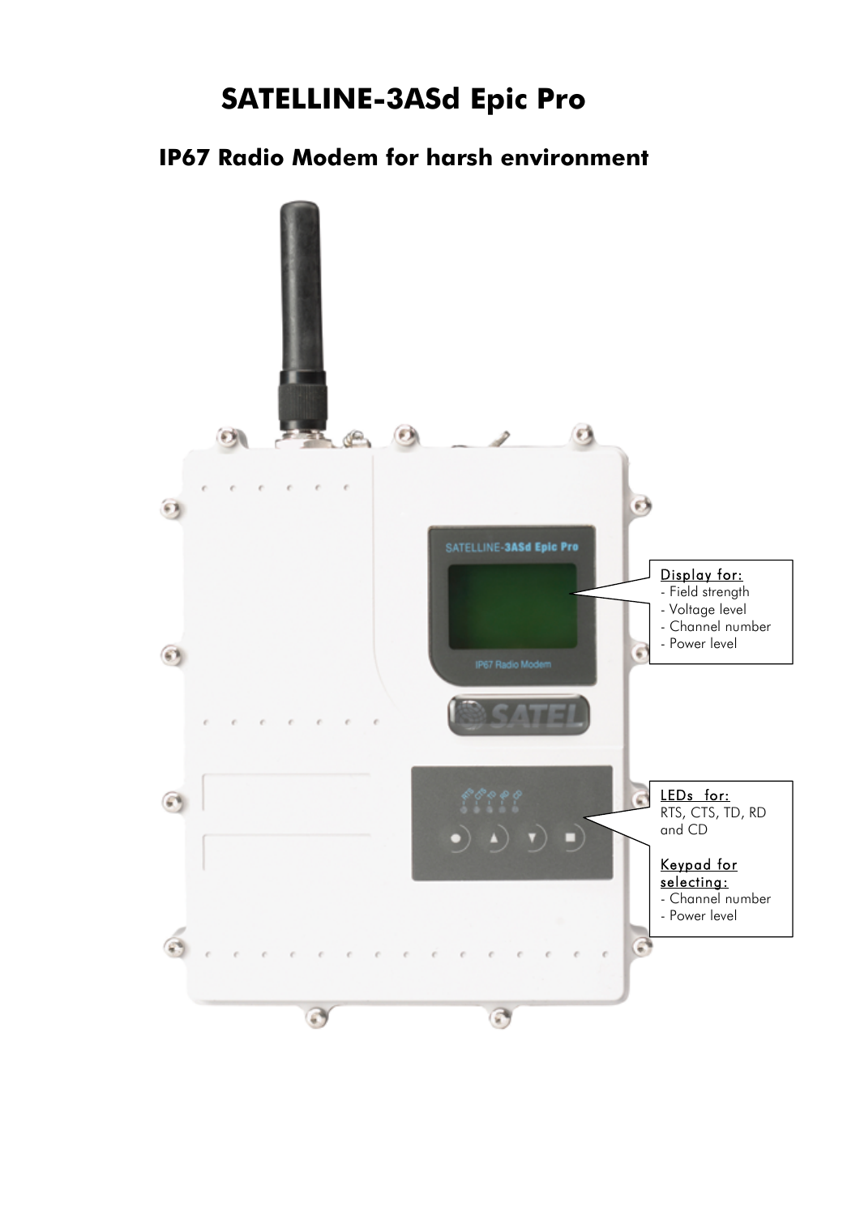# SATELLINE-3ASd Epic Pro

## IP67 Radio Modem for harsh environment

Display for:
- Field strength
- Voltage level
- Channel number
- Power level

LEDs for:
RTS, CTS, TD, RD and CD

Keypad for selecting:
- Channel number
- Power level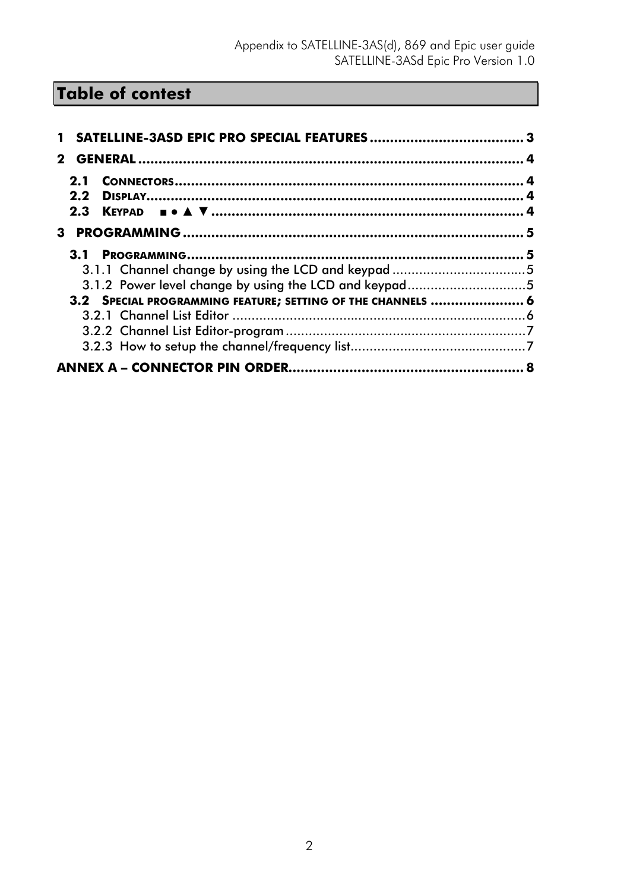# Table of contest

**1 SATELLINE-3ASD EPIC PRO SPECIAL FEATURES ...................................... 3**

**2 GENERAL ........................................................................................... 4**

- **2.1 CONNECTORS ................................................................................ 4**
- **2.2 DISPLAY ........................................................................................ 4**
- **2.3 KEYPAD ■ ● ▲ ▼ ........................................................................... 4**

**3 PROGRAMMING ................................................................................ 5**

- **3.1 PROGRAMMING ............................................................................ 5**
  - 3.1.1 Channel change by using the LCD and keypad ................................... 5
  - 3.1.2 Power level change by using the LCD and keypad ............................... 5
- **3.2 SPECIAL PROGRAMMING FEATURE; SETTING OF THE CHANNELS ....................... 6**
  - 3.2.1 Channel List Editor ............................................................................ 6
  - 3.2.2 Channel List Editor-program ............................................................... 7
  - 3.2.3 How to setup the channel/frequency list ............................................. 7

**ANNEX A – CONNECTOR PIN ORDER ......................................................... 8**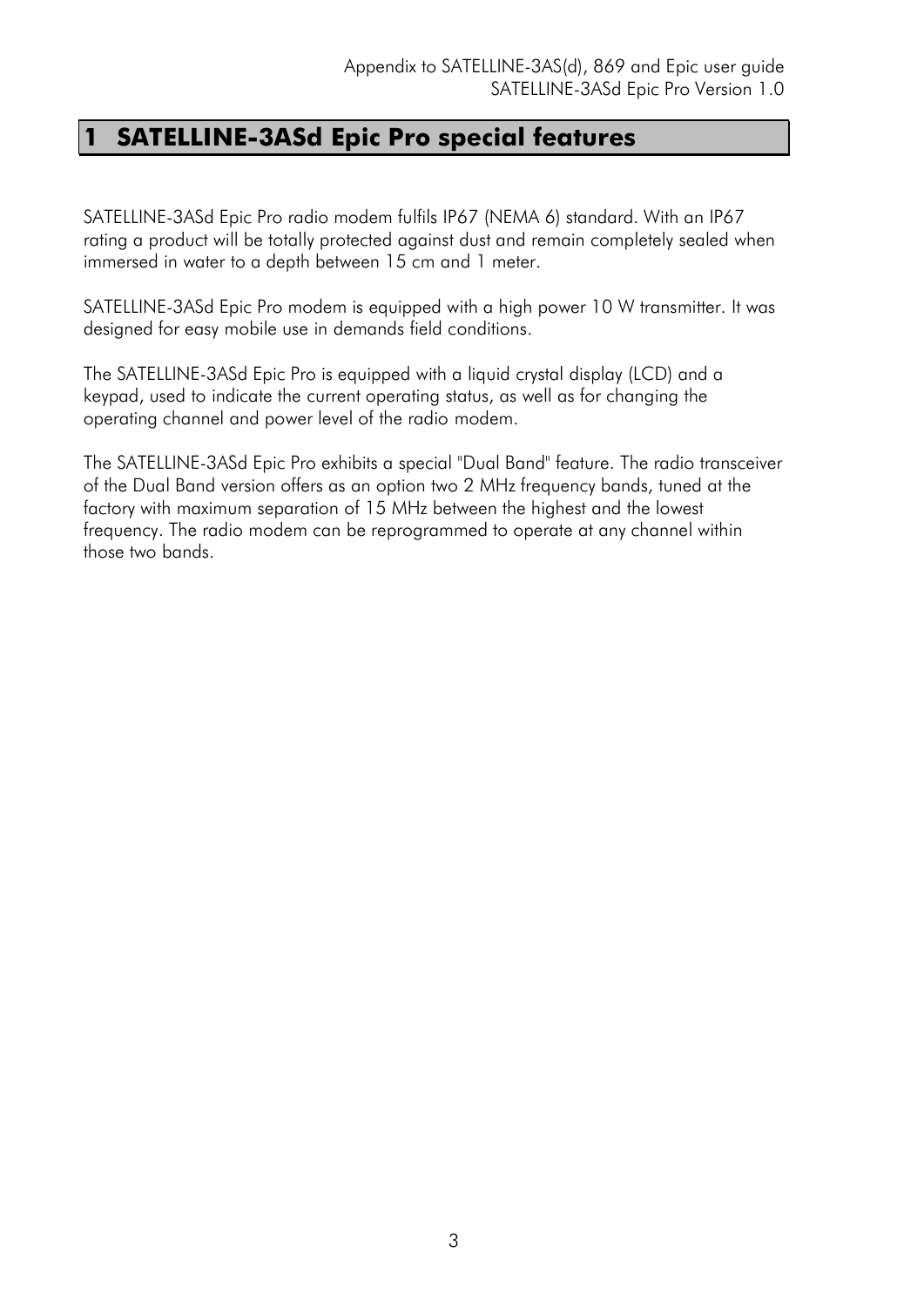# 1 SATELLINE-3ASd Epic Pro special features

SATELLINE-3ASd Epic Pro radio modem fulfils IP67 (NEMA 6) standard. With an IP67 rating a product will be totally protected against dust and remain completely sealed when immersed in water to a depth between 15 cm and 1 meter.

SATELLINE-3ASd Epic Pro modem is equipped with a high power 10 W transmitter. It was designed for easy mobile use in demands field conditions.

The SATELLINE-3ASd Epic Pro is equipped with a liquid crystal display (LCD) and a keypad, used to indicate the current operating status, as well as for changing the operating channel and power level of the radio modem.

The SATELLINE-3ASd Epic Pro exhibits a special "Dual Band" feature. The radio transceiver of the Dual Band version offers as an option two 2 MHz frequency bands, tuned at the factory with maximum separation of 15 MHz between the highest and the lowest frequency. The radio modem can be reprogrammed to operate at any channel within those two bands.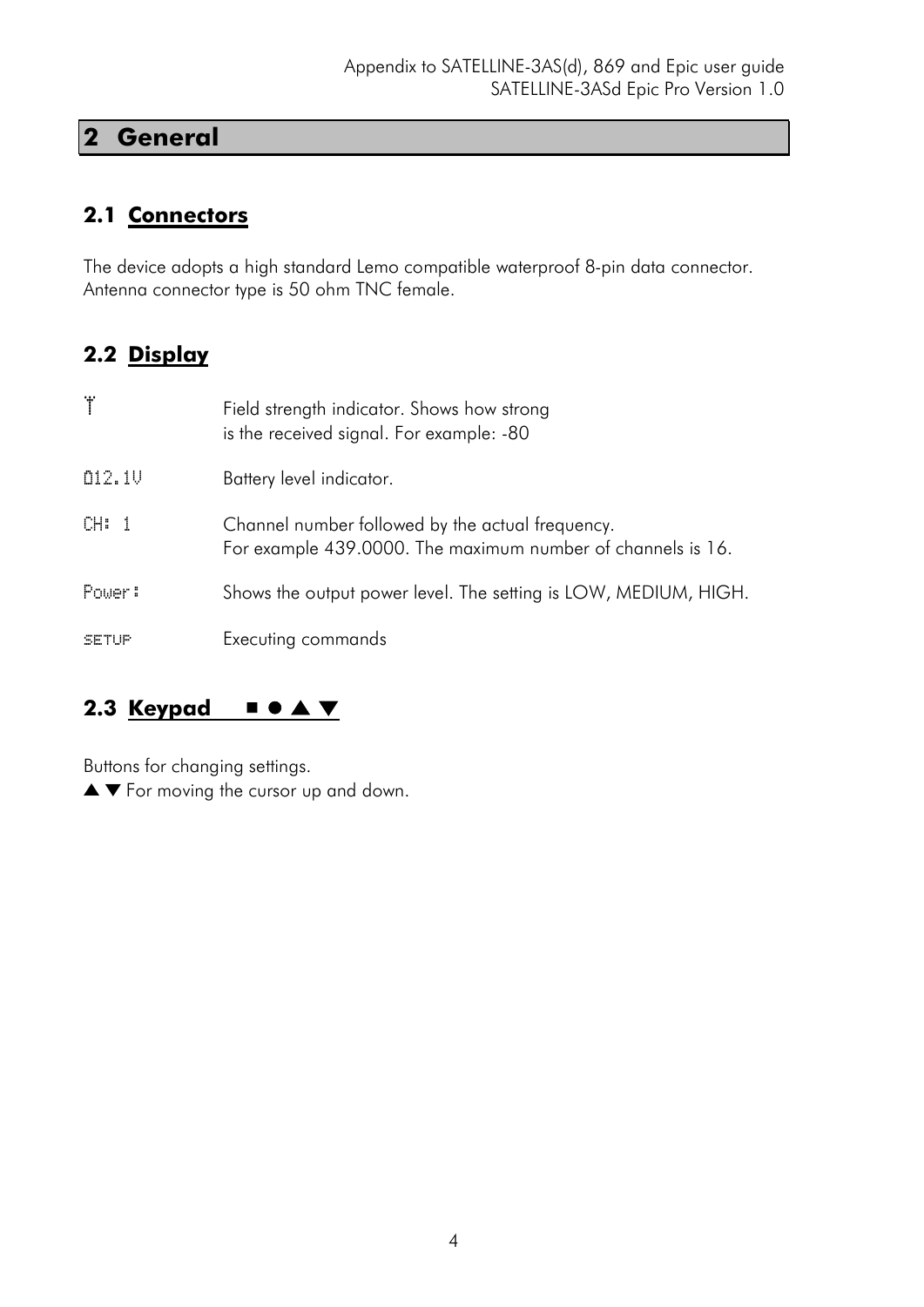# 2 General

## 2.1 Connectors

The device adopts a high standard Lemo compatible waterproof 8-pin data connector. Antenna connector type is 50 ohm TNC female.

## 2.2 Display

| | |
|---|---|
| Ť | Field strength indicator. Shows how strong is the received signal. For example: -80 |
| 012.1V | Battery level indicator. |
| CH: 1 | Channel number followed by the actual frequency. For example 439.0000. The maximum number of channels is 16. |
| Power: | Shows the output power level. The setting is LOW, MEDIUM, HIGH. |
| SETUP | Executing commands |

## 2.3 Keypad ■ ● ▲ ▼

Buttons for changing settings.
▲ ▼ For moving the cursor up and down.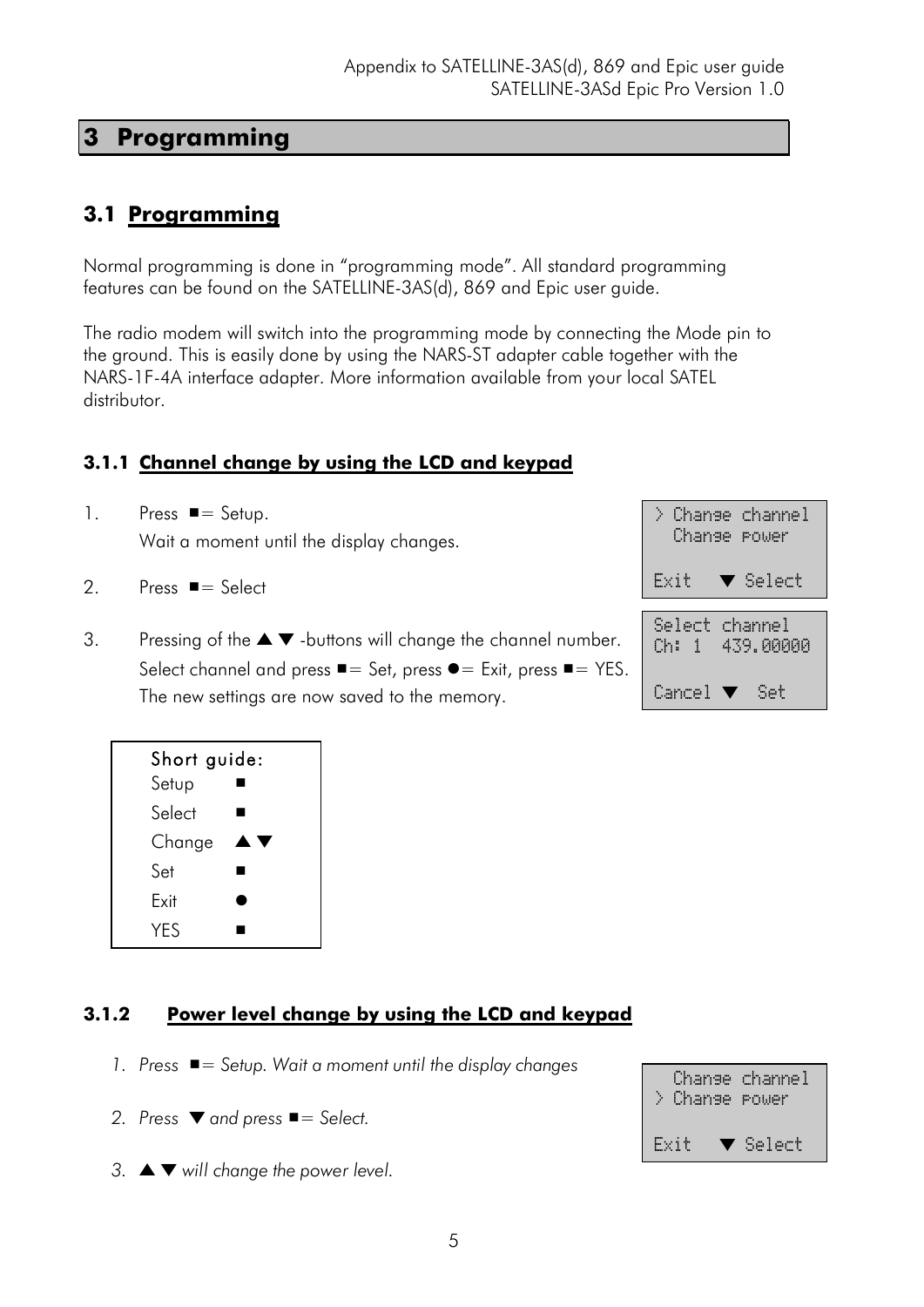# 3 Programming

## 3.1 Programming

Normal programming is done in "programming mode". All standard programming features can be found on the SATELLINE-3AS(d), 869 and Epic user guide.

The radio modem will switch into the programming mode by connecting the Mode pin to the ground. This is easily done by using the NARS-ST adapter cable together with the NARS-1F-4A interface adapter. More information available from your local SATEL distributor.

### 3.1.1 Channel change by using the LCD and keypad

1. Press ■= Setup.
   Wait a moment until the display changes.
2. Press ■= Select
3. Pressing of the ▲▼ -buttons will change the channel number.
   Select channel and press ■= Set, press ●= Exit, press ■= YES.
   The new settings are now saved to the memory.

```
> Change channel
  Change power

Exit   ▼ Select
```

```
Select channel
Ch: 1  439.00000

Cancel ▼  Set
```

| Short guide: | |
|---|---|
| Setup | ■ |
| Select | ■ |
| Change | ▲▼ |
| Set | ■ |
| Exit | ● |
| YES | ■ |

### 3.1.2 Power level change by using the LCD and keypad

1. *Press ■= Setup. Wait a moment until the display changes*
2. *Press ▼ and press ■= Select.*
3. *▲▼ will change the power level.*

```
  Change channel
> Change power

Exit   ▼ Select
```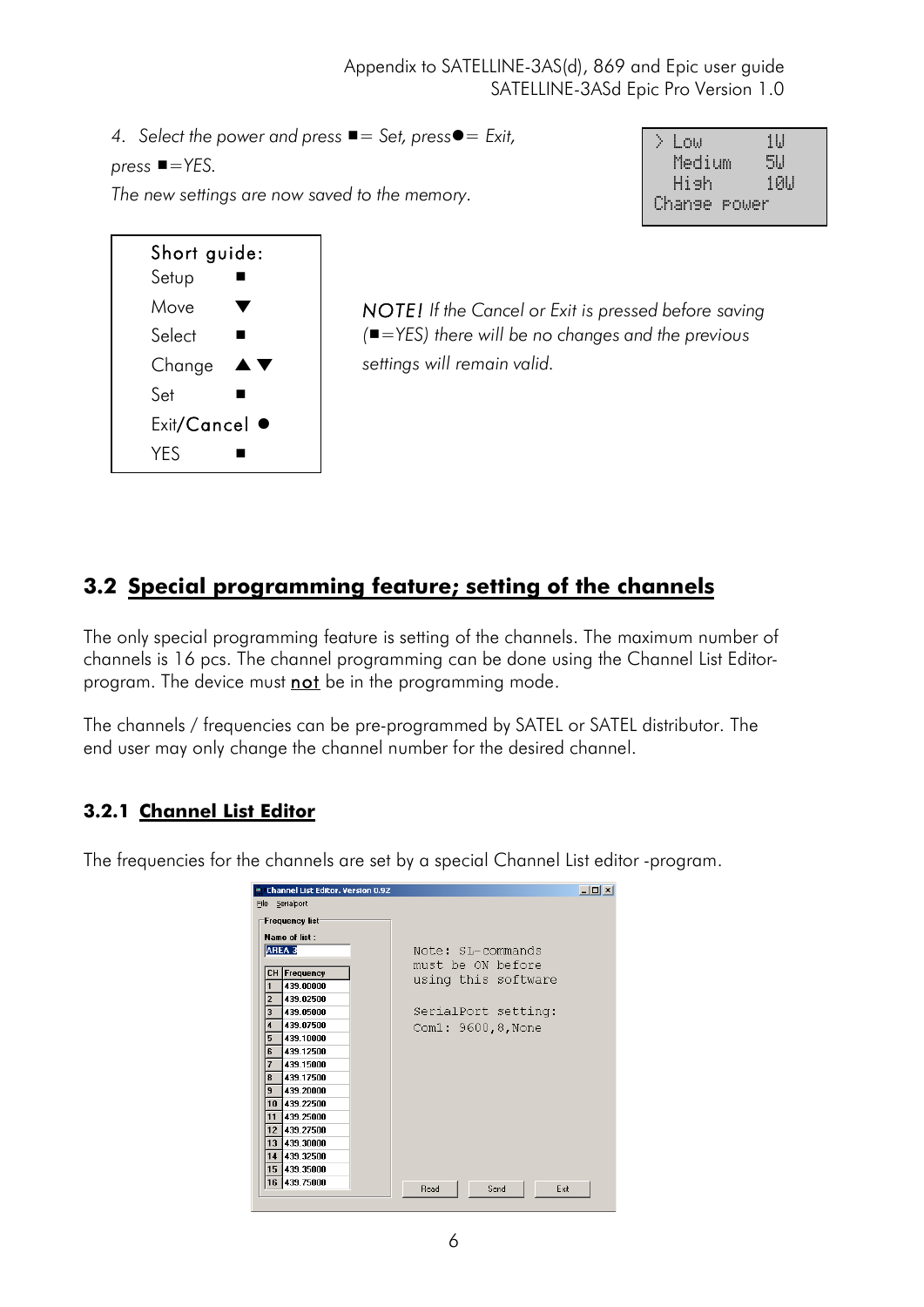4. *Select the power and press ■= Set, press● = Exit, press ■=YES.*
*The new settings are now saved to the memory.*

```
> Low       1W
  Medium    5W
  High      10W
Change power
```

| Short guide: | |
|---|---|
| Setup | ■ |
| Move | ▼ |
| Select | ■ |
| Change | ▲▼ |
| Set | ■ |
| Exit/Cancel | ● |
| YES | ■ |

*NOTE! If the Cancel or Exit is pressed before saving (■=YES) there will be no changes and the previous settings will remain valid.*

## 3.2 Special programming feature; setting of the channels

The only special programming feature is setting of the channels. The maximum number of channels is 16 pcs. The channel programming can be done using the Channel List Editor-program. The device must <u>not</u> be in the programming mode.

The channels / frequencies can be pre-programmed by SATEL or SATEL distributor. The end user may only change the channel number for the desired channel.

### 3.2.1 Channel List Editor

The frequencies for the channels are set by a special Channel List editor -program.

Channel List Editor. Version 0.92

File Serialport

Frequency list

Name of list : AREA 3

| CH | Frequency |
|---|---|
| 1 | 439.00000 |
| 2 | 439.02500 |
| 3 | 439.05000 |
| 4 | 439.07500 |
| 5 | 439.10000 |
| 6 | 439.12500 |
| 7 | 439.15000 |
| 8 | 439.17500 |
| 9 | 439.20000 |
| 10 | 439.22500 |
| 11 | 439.25000 |
| 12 | 439.27500 |
| 13 | 439.30000 |
| 14 | 439.32500 |
| 15 | 439.35000 |
| 16 | 439.75000 |

Note: SL-commands must be ON before using this software

SerialPort setting: Com1: 9600,8,None

Read Send Exit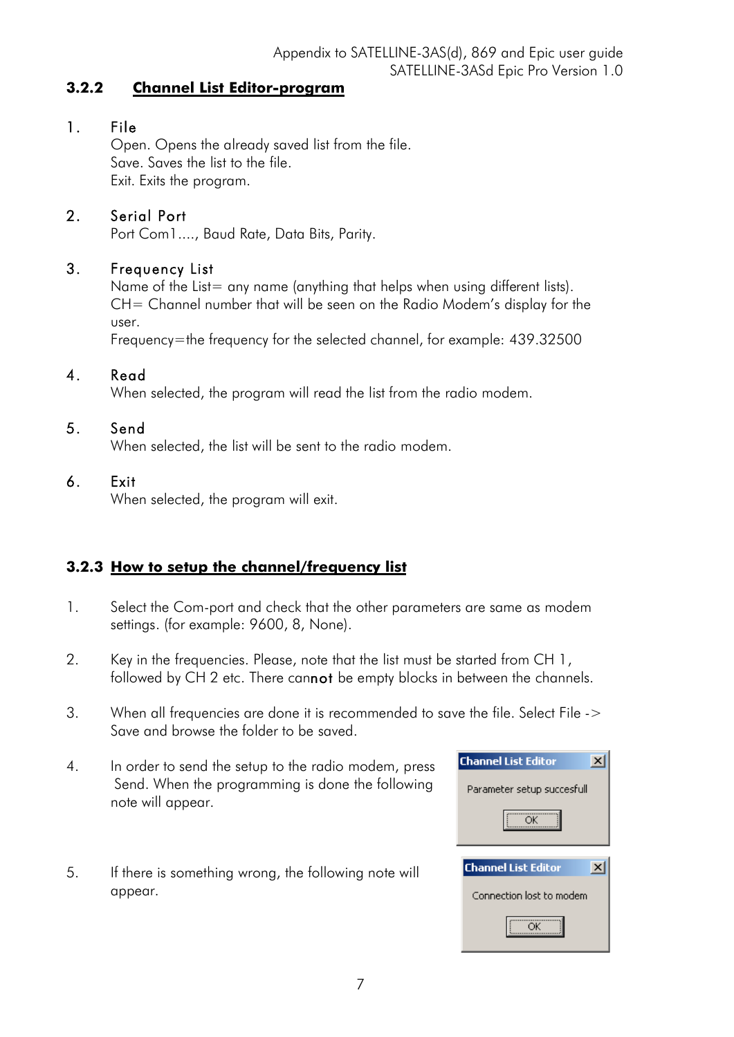### 3.2.2 Channel List Editor-program

1. File
   Open. Opens the already saved list from the file.
   Save. Saves the list to the file.
   Exit. Exits the program.

2. Serial Port
   Port Com1...., Baud Rate, Data Bits, Parity.

3. Frequency List
   Name of the List= any name (anything that helps when using different lists).
   CH= Channel number that will be seen on the Radio Modem's display for the user.
   Frequency=the frequency for the selected channel, for example: 439.32500

4. Read
   When selected, the program will read the list from the radio modem.

5. Send
   When selected, the list will be sent to the radio modem.

6. Exit
   When selected, the program will exit.

### 3.2.3 How to setup the channel/frequency list

1. Select the Com-port and check that the other parameters are same as modem settings. (for example: 9600, 8, None).

2. Key in the frequencies. Please, note that the list must be started from CH 1, followed by CH 2 etc. There can**not** be empty blocks in between the channels.

3. When all frequencies are done it is recommended to save the file. Select File -> Save and browse the folder to be saved.

4. In order to send the setup to the radio modem, press Send. When the programming is done the following note will appear.

   Channel List Editor
   Parameter setup succesfull
   OK

5. If there is something wrong, the following note will appear.

   Channel List Editor
   Connection lost to modem
   OK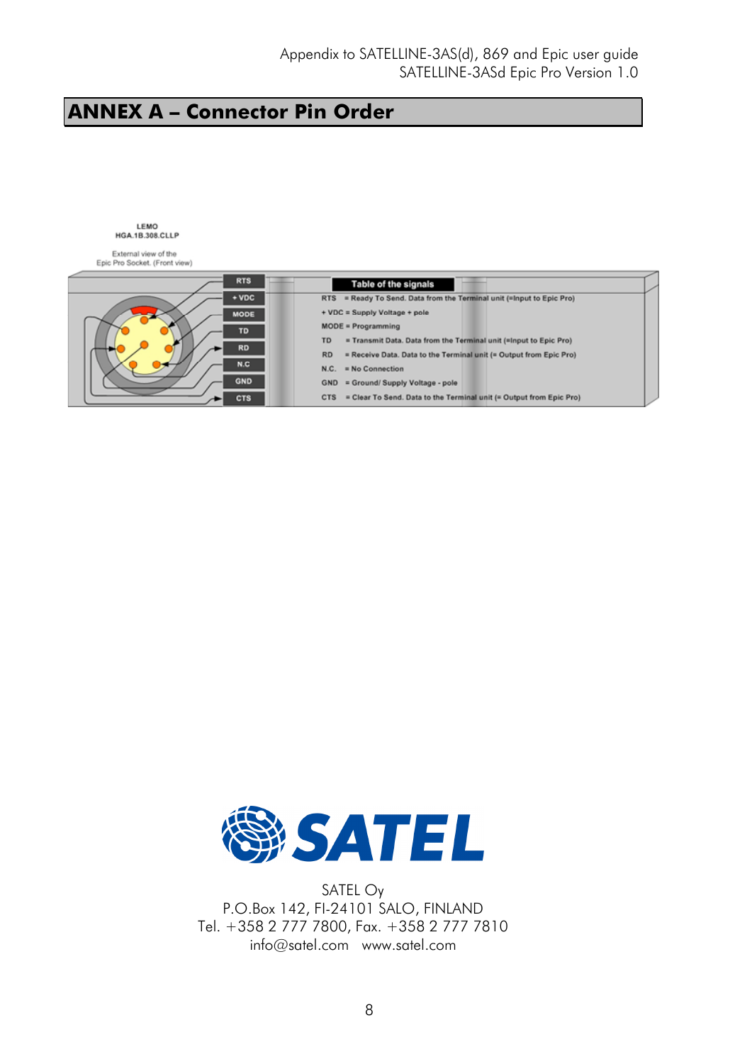# ANNEX A – Connector Pin Order

LEMO
HGA.1B.308.CLLP

External view of the
Epic Pro Socket. (Front view)

RTS
+VDC
MODE
TD
RD
N.C
GND
CTS

**Table of the signals**

RTS = Ready To Send. Data from the Terminal unit (=Input to Epic Pro)
+ VDC = Supply Voltage + pole
MODE = Programming
TD = Transmit Data. Data from the Terminal unit (=Input to Epic Pro)
RD = Receive Data. Data to the Terminal unit (= Output from Epic Pro)
N.C. = No Connection
GND = Ground/ Supply Voltage - pole
CTS = Clear To Send. Data to the Terminal unit (= Output from Epic Pro)

SATEL

SATEL Oy
P.O.Box 142, FI-24101 SALO, FINLAND
Tel. +358 2 777 7800, Fax. +358 2 777 7810
info@satel.com www.satel.com